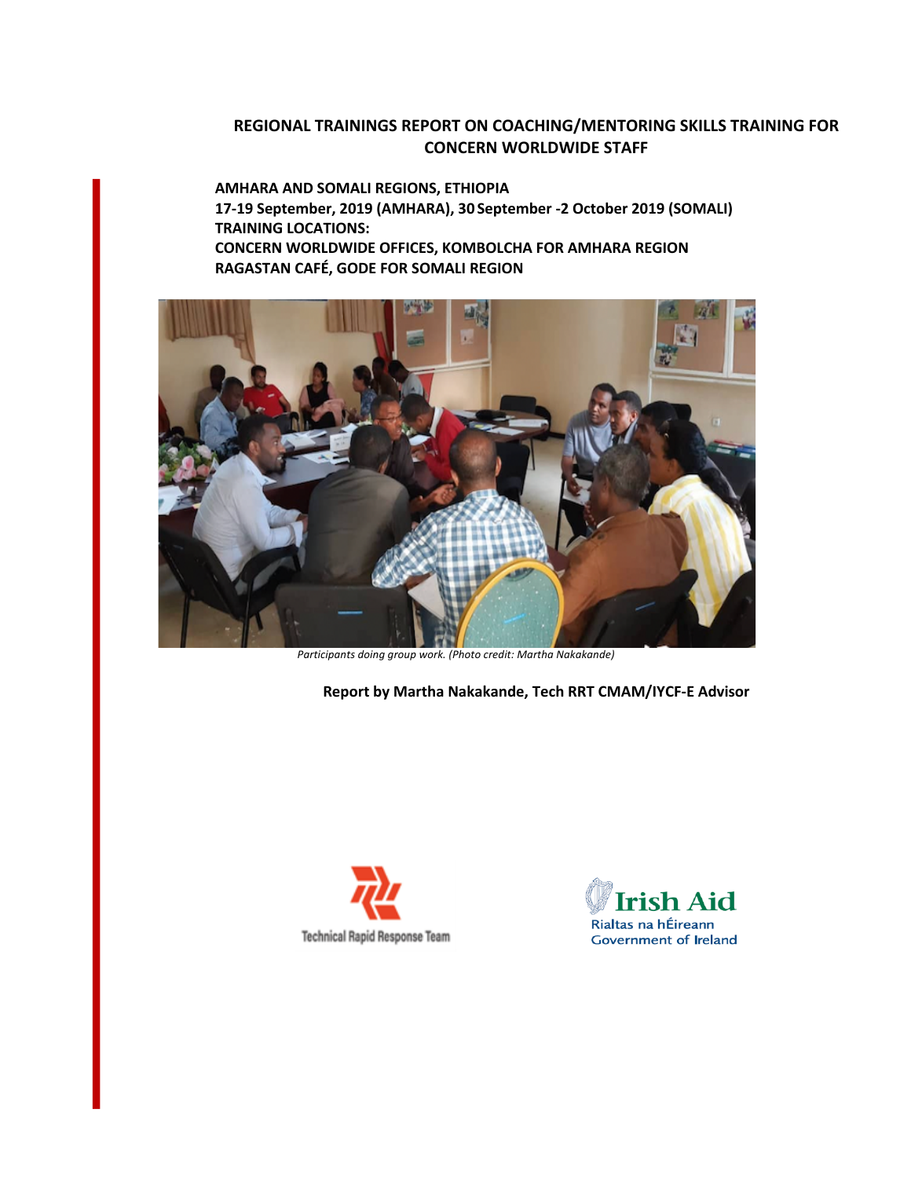# REGIONAL TRAININGS REPORT ON COACHING/MENTORING SKILLS TRAINING FOR CONCERN WORLDWIDE STAFF

**AMHARA AND SOMALI REGIONS, ETHIOPIA**
**17-19 September, 2019 (AMHARA), 30 September -2 October 2019 (SOMALI)**
**TRAINING LOCATIONS:**
**CONCERN WORLDWIDE OFFICES, KOMBOLCHA FOR AMHARA REGION**
**RAGASTAN CAFÉ, GODE FOR SOMALI REGION**

*Participants doing group work. (Photo credit: Martha Nakakande)*

**Report by Martha Nakakande, Tech RRT CMAM/IYCF-E Advisor**

Technical Rapid Response Team

Irish Aid
Rialtas na hÉireann
Government of Ireland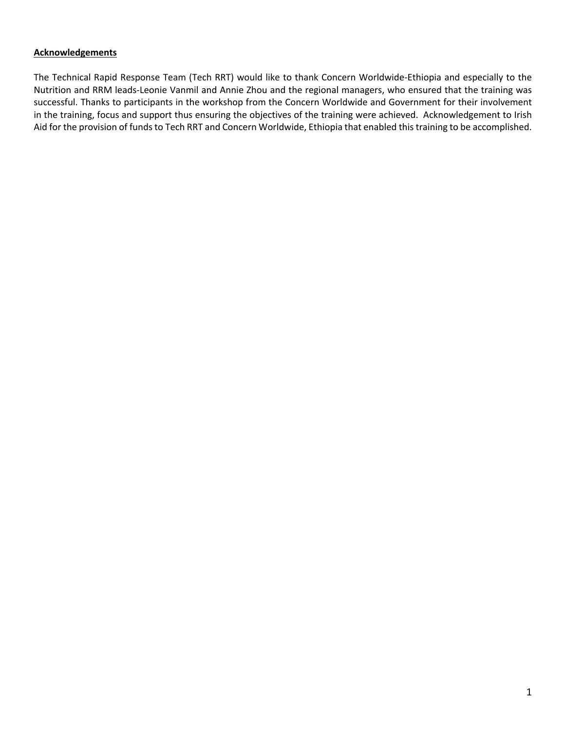## **Acknowledgements**

The Technical Rapid Response Team (Tech RRT) would like to thank Concern Worldwide-Ethiopia and especially to the Nutrition and RRM leads-Leonie Vanmil and Annie Zhou and the regional managers, who ensured that the training was successful. Thanks to participants in the workshop from the Concern Worldwide and Government for their involvement in the training, focus and support thus ensuring the objectives of the training were achieved. Acknowledgement to Irish Aid for the provision of funds to Tech RRT and Concern Worldwide, Ethiopia that enabled this training to be accomplished.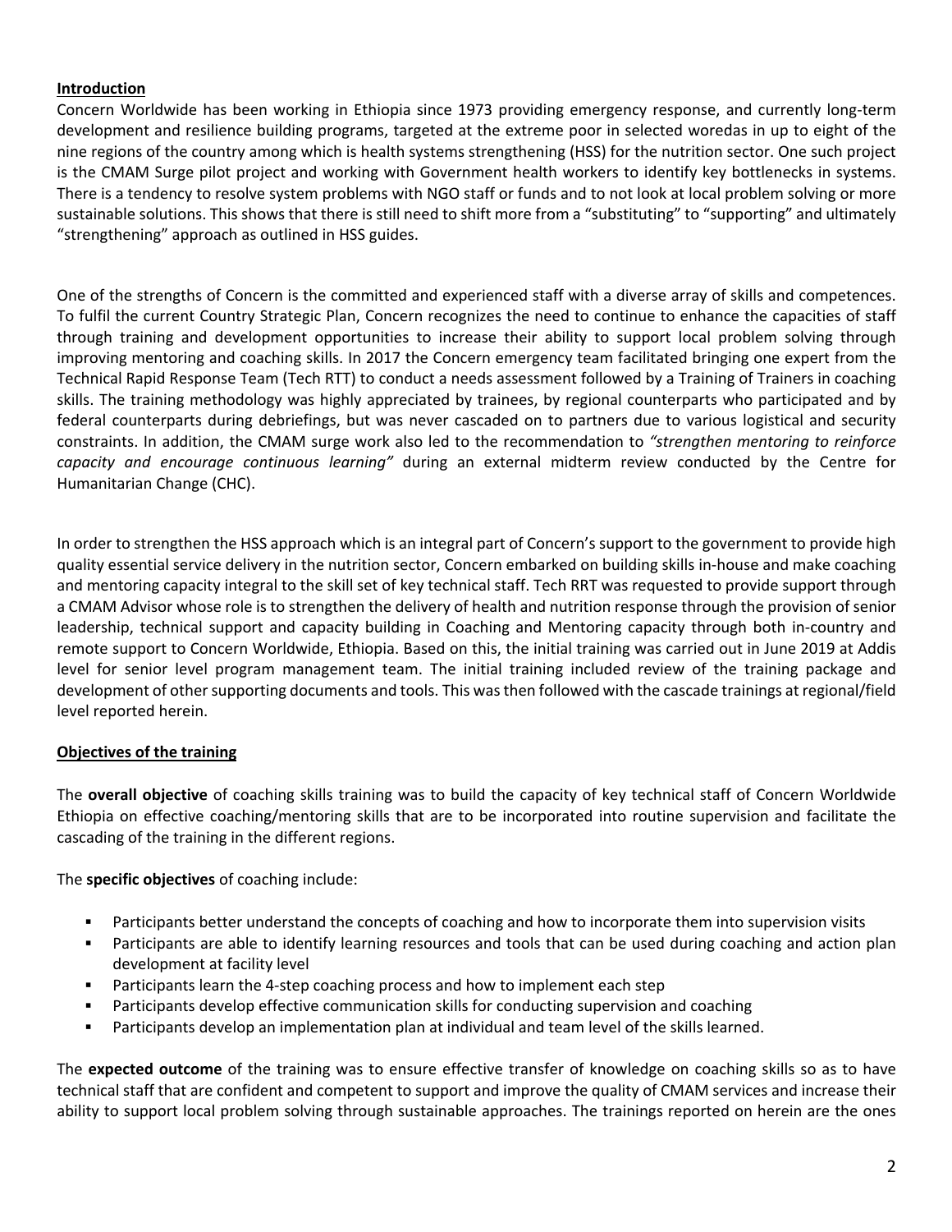## Introduction

Concern Worldwide has been working in Ethiopia since 1973 providing emergency response, and currently long-term development and resilience building programs, targeted at the extreme poor in selected woredas in up to eight of the nine regions of the country among which is health systems strengthening (HSS) for the nutrition sector. One such project is the CMAM Surge pilot project and working with Government health workers to identify key bottlenecks in systems. There is a tendency to resolve system problems with NGO staff or funds and to not look at local problem solving or more sustainable solutions. This shows that there is still need to shift more from a "substituting" to "supporting" and ultimately "strengthening" approach as outlined in HSS guides.

One of the strengths of Concern is the committed and experienced staff with a diverse array of skills and competences. To fulfil the current Country Strategic Plan, Concern recognizes the need to continue to enhance the capacities of staff through training and development opportunities to increase their ability to support local problem solving through improving mentoring and coaching skills. In 2017 the Concern emergency team facilitated bringing one expert from the Technical Rapid Response Team (Tech RTT) to conduct a needs assessment followed by a Training of Trainers in coaching skills. The training methodology was highly appreciated by trainees, by regional counterparts who participated and by federal counterparts during debriefings, but was never cascaded on to partners due to various logistical and security constraints. In addition, the CMAM surge work also led to the recommendation to *"strengthen mentoring to reinforce capacity and encourage continuous learning"* during an external midterm review conducted by the Centre for Humanitarian Change (CHC).

In order to strengthen the HSS approach which is an integral part of Concern's support to the government to provide high quality essential service delivery in the nutrition sector, Concern embarked on building skills in-house and make coaching and mentoring capacity integral to the skill set of key technical staff. Tech RRT was requested to provide support through a CMAM Advisor whose role is to strengthen the delivery of health and nutrition response through the provision of senior leadership, technical support and capacity building in Coaching and Mentoring capacity through both in-country and remote support to Concern Worldwide, Ethiopia. Based on this, the initial training was carried out in June 2019 at Addis level for senior level program management team. The initial training included review of the training package and development of other supporting documents and tools. This was then followed with the cascade trainings at regional/field level reported herein.

## Objectives of the training

The **overall objective** of coaching skills training was to build the capacity of key technical staff of Concern Worldwide Ethiopia on effective coaching/mentoring skills that are to be incorporated into routine supervision and facilitate the cascading of the training in the different regions.

The **specific objectives** of coaching include:

- Participants better understand the concepts of coaching and how to incorporate them into supervision visits
- Participants are able to identify learning resources and tools that can be used during coaching and action plan development at facility level
- Participants learn the 4-step coaching process and how to implement each step
- Participants develop effective communication skills for conducting supervision and coaching
- Participants develop an implementation plan at individual and team level of the skills learned.

The **expected outcome** of the training was to ensure effective transfer of knowledge on coaching skills so as to have technical staff that are confident and competent to support and improve the quality of CMAM services and increase their ability to support local problem solving through sustainable approaches. The trainings reported on herein are the ones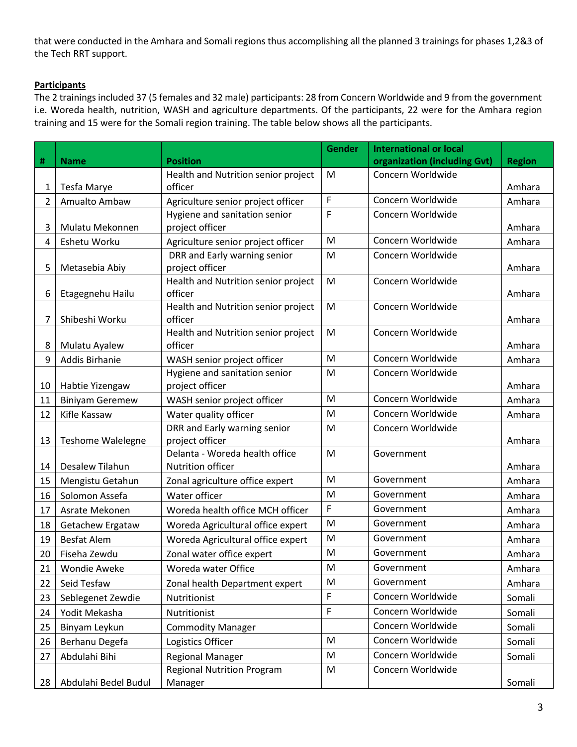that were conducted in the Amhara and Somali regions thus accomplishing all the planned 3 trainings for phases 1,2&3 of the Tech RRT support.

**Participants**

The 2 trainings included 37 (5 females and 32 male) participants: 28 from Concern Worldwide and 9 from the government i.e. Woreda health, nutrition, WASH and agriculture departments. Of the participants, 22 were for the Amhara region training and 15 were for the Somali region training. The table below shows all the participants.

| # | Name | Position | Gender | International or local organization (including Gvt) | Region |
|---|---|---|---|---|---|
| 1 | Tesfa Marye | Health and Nutrition senior project officer | M | Concern Worldwide | Amhara |
| 2 | Amualto Ambaw | Agriculture senior project officer | F | Concern Worldwide | Amhara |
| 3 | Mulatu Mekonnen | Hygiene and sanitation senior project officer | F | Concern Worldwide | Amhara |
| 4 | Eshetu Worku | Agriculture senior project officer | M | Concern Worldwide | Amhara |
| 5 | Metasebia Abiy | DRR and Early warning senior project officer | M | Concern Worldwide | Amhara |
| 6 | Etagegnehu Hailu | Health and Nutrition senior project officer | M | Concern Worldwide | Amhara |
| 7 | Shibeshi Worku | Health and Nutrition senior project officer | M | Concern Worldwide | Amhara |
| 8 | Mulatu Ayalew | Health and Nutrition senior project officer | M | Concern Worldwide | Amhara |
| 9 | Addis Birhanie | WASH senior project officer | M | Concern Worldwide | Amhara |
| 10 | Habtie Yizengaw | Hygiene and sanitation senior project officer | M | Concern Worldwide | Amhara |
| 11 | Biniyam Geremew | WASH senior project officer | M | Concern Worldwide | Amhara |
| 12 | Kifle Kassaw | Water quality officer | M | Concern Worldwide | Amhara |
| 13 | Teshome Walelegne | DRR and Early warning senior project officer | M | Concern Worldwide | Amhara |
| 14 | Desalew Tilahun | Delanta - Woreda health office Nutrition officer | M | Government | Amhara |
| 15 | Mengistu Getahun | Zonal agriculture office expert | M | Government | Amhara |
| 16 | Solomon Assefa | Water officer | M | Government | Amhara |
| 17 | Asrate Mekonen | Woreda health office MCH officer | F | Government | Amhara |
| 18 | Getachew Ergataw | Woreda Agricultural office expert | M | Government | Amhara |
| 19 | Besfat Alem | Woreda Agricultural office expert | M | Government | Amhara |
| 20 | Fiseha Zewdu | Zonal water office expert | M | Government | Amhara |
| 21 | Wondie Aweke | Woreda water Office | M | Government | Amhara |
| 22 | Seid Tesfaw | Zonal health Department expert | M | Government | Amhara |
| 23 | Seblegenet Zewdie | Nutritionist | F | Concern Worldwide | Somali |
| 24 | Yodit Mekasha | Nutritionist | F | Concern Worldwide | Somali |
| 25 | Binyam Leykun | Commodity Manager | | Concern Worldwide | Somali |
| 26 | Berhanu Degefa | Logistics Officer | M | Concern Worldwide | Somali |
| 27 | Abdulahi Bihi | Regional Manager | M | Concern Worldwide | Somali |
| 28 | Abdulahi Bedel Budul | Regional Nutrition Program Manager | M | Concern Worldwide | Somali |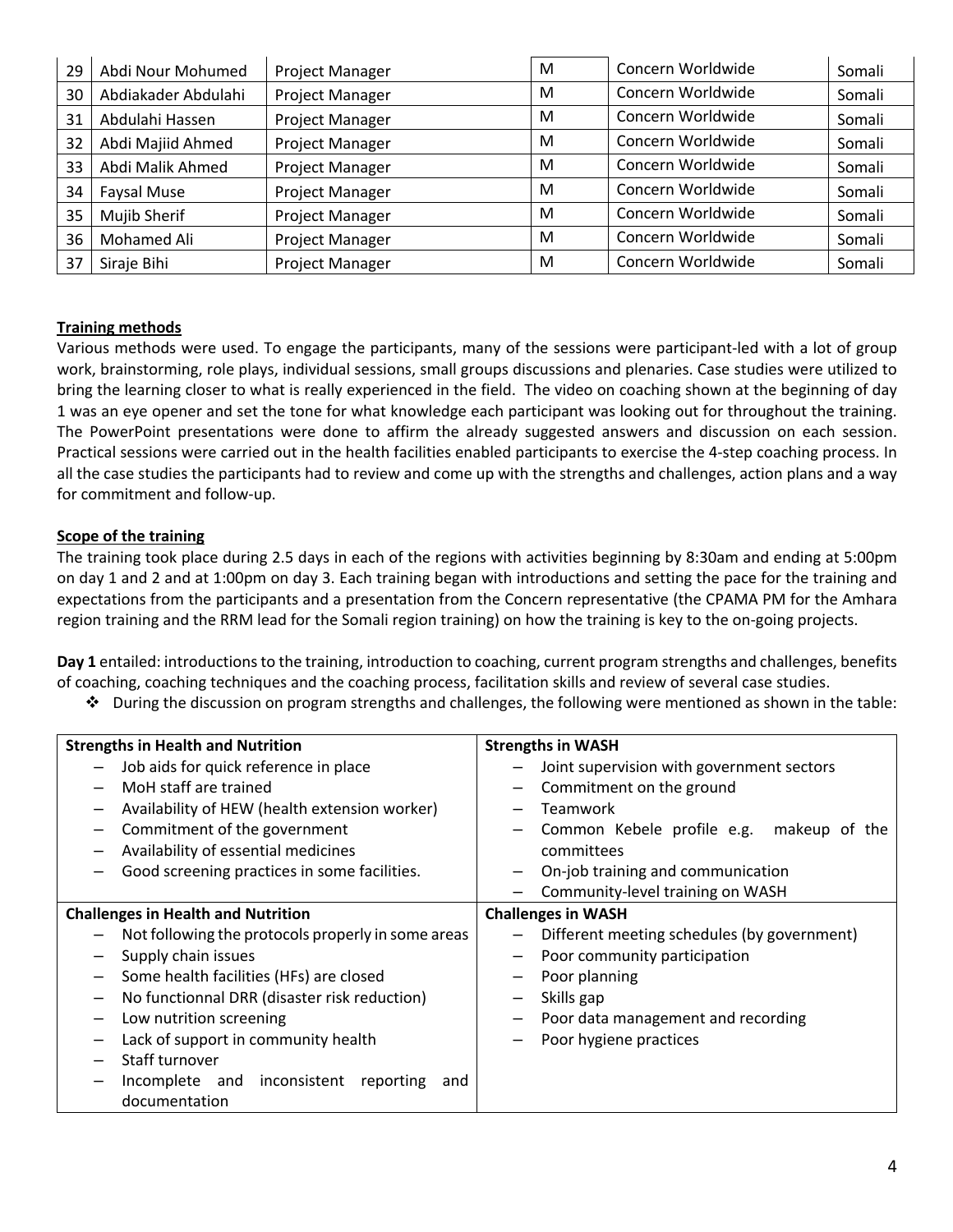| 29 | Abdi Nour Mohumed | Project Manager | M | Concern Worldwide | Somali |
|---|---|---|---|---|---|
| 30 | Abdiakader Abdulahi | Project Manager | M | Concern Worldwide | Somali |
| 31 | Abdulahi Hassen | Project Manager | M | Concern Worldwide | Somali |
| 32 | Abdi Majiid Ahmed | Project Manager | M | Concern Worldwide | Somali |
| 33 | Abdi Malik Ahmed | Project Manager | M | Concern Worldwide | Somali |
| 34 | Faysal Muse | Project Manager | M | Concern Worldwide | Somali |
| 35 | Mujib Sherif | Project Manager | M | Concern Worldwide | Somali |
| 36 | Mohamed Ali | Project Manager | M | Concern Worldwide | Somali |
| 37 | Siraje Bihi | Project Manager | M | Concern Worldwide | Somali |

**Training methods**

Various methods were used. To engage the participants, many of the sessions were participant-led with a lot of group work, brainstorming, role plays, individual sessions, small groups discussions and plenaries. Case studies were utilized to bring the learning closer to what is really experienced in the field. The video on coaching shown at the beginning of day 1 was an eye opener and set the tone for what knowledge each participant was looking out for throughout the training. The PowerPoint presentations were done to affirm the already suggested answers and discussion on each session. Practical sessions were carried out in the health facilities enabled participants to exercise the 4-step coaching process. In all the case studies the participants had to review and come up with the strengths and challenges, action plans and a way for commitment and follow-up.

**Scope of the training**

The training took place during 2.5 days in each of the regions with activities beginning by 8:30am and ending at 5:00pm on day 1 and 2 and at 1:00pm on day 3. Each training began with introductions and setting the pace for the training and expectations from the participants and a presentation from the Concern representative (the CPAMA PM for the Amhara region training and the RRM lead for the Somali region training) on how the training is key to the on-going projects.

**Day 1** entailed: introductions to the training, introduction to coaching, current program strengths and challenges, benefits of coaching, coaching techniques and the coaching process, facilitation skills and review of several case studies.

- During the discussion on program strengths and challenges, the following were mentioned as shown in the table:

| **Strengths in Health and Nutrition** | **Strengths in WASH** |
|---|---|
| – Job aids for quick reference in place<br>– MoH staff are trained<br>– Availability of HEW (health extension worker)<br>– Commitment of the government<br>– Availability of essential medicines<br>– Good screening practices in some facilities. | – Joint supervision with government sectors<br>– Commitment on the ground<br>– Teamwork<br>– Common Kebele profile e.g. makeup of the committees<br>– On-job training and communication<br>– Community-level training on WASH |
| **Challenges in Health and Nutrition** | **Challenges in WASH** |
| – Not following the protocols properly in some areas<br>– Supply chain issues<br>– Some health facilities (HFs) are closed<br>– No functionnal DRR (disaster risk reduction)<br>– Low nutrition screening<br>– Lack of support in community health<br>– Staff turnover<br>– Incomplete and inconsistent reporting and documentation | – Different meeting schedules (by government)<br>– Poor community participation<br>– Poor planning<br>– Skills gap<br>– Poor data management and recording<br>– Poor hygiene practices |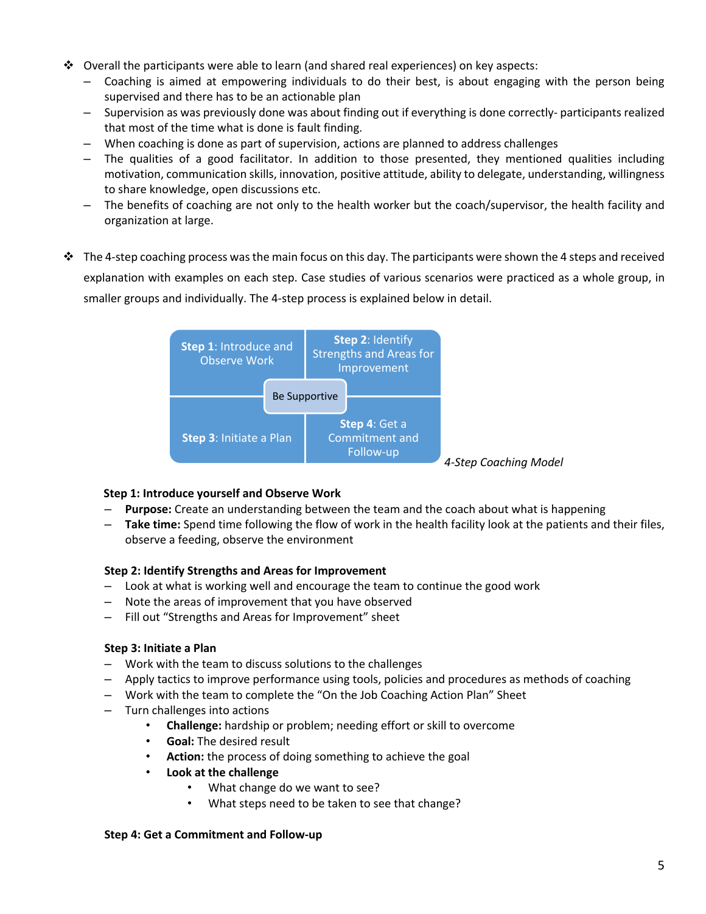- Overall the participants were able to learn (and shared real experiences) on key aspects:
  - Coaching is aimed at empowering individuals to do their best, is about engaging with the person being supervised and there has to be an actionable plan
  - Supervision as was previously done was about finding out if everything is done correctly- participants realized that most of the time what is done is fault finding.
  - When coaching is done as part of supervision, actions are planned to address challenges
  - The qualities of a good facilitator. In addition to those presented, they mentioned qualities including motivation, communication skills, innovation, positive attitude, ability to delegate, understanding, willingness to share knowledge, open discussions etc.
  - The benefits of coaching are not only to the health worker but the coach/supervisor, the health facility and organization at large.

- The 4-step coaching process was the main focus on this day. The participants were shown the 4 steps and received explanation with examples on each step. Case studies of various scenarios were practiced as a whole group, in smaller groups and individually. The 4-step process is explained below in detail.

| **Step 1**: Introduce and Observe Work | **Step 2**: Identify Strengths and Areas for Improvement |
|---|---|
| **Step 3**: Initiate a Plan | **Step 4**: Get a Commitment and Follow-up |

Be Supportive

*4-Step Coaching Model*

**Step 1: Introduce yourself and Observe Work**

- **Purpose:** Create an understanding between the team and the coach about what is happening
- **Take time:** Spend time following the flow of work in the health facility look at the patients and their files, observe a feeding, observe the environment

**Step 2: Identify Strengths and Areas for Improvement**

- Look at what is working well and encourage the team to continue the good work
- Note the areas of improvement that you have observed
- Fill out "Strengths and Areas for Improvement" sheet

**Step 3: Initiate a Plan**

- Work with the team to discuss solutions to the challenges
- Apply tactics to improve performance using tools, policies and procedures as methods of coaching
- Work with the team to complete the "On the Job Coaching Action Plan" Sheet
- Turn challenges into actions
  - **Challenge:** hardship or problem; needing effort or skill to overcome
  - **Goal:** The desired result
  - **Action:** the process of doing something to achieve the goal
  - **Look at the challenge**
    - What change do we want to see?
    - What steps need to be taken to see that change?

**Step 4: Get a Commitment and Follow-up**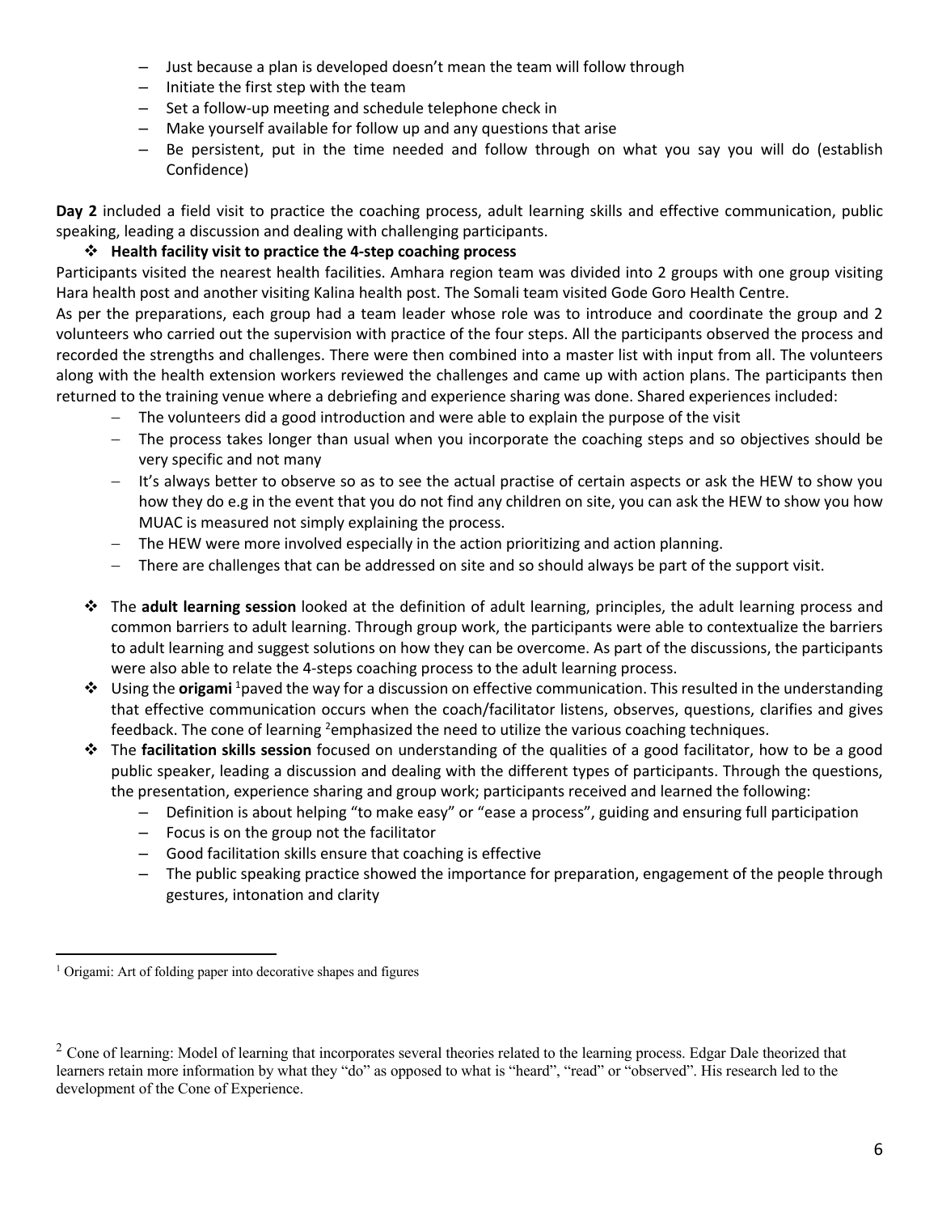- Just because a plan is developed doesn't mean the team will follow through
- Initiate the first step with the team
- Set a follow-up meeting and schedule telephone check in
- Make yourself available for follow up and any questions that arise
- Be persistent, put in the time needed and follow through on what you say you will do (establish Confidence)

**Day 2** included a field visit to practice the coaching process, adult learning skills and effective communication, public speaking, leading a discussion and dealing with challenging participants.

- **Health facility visit to practice the 4-step coaching process**

Participants visited the nearest health facilities. Amhara region team was divided into 2 groups with one group visiting Hara health post and another visiting Kalina health post. The Somali team visited Gode Goro Health Centre.

As per the preparations, each group had a team leader whose role was to introduce and coordinate the group and 2 volunteers who carried out the supervision with practice of the four steps. All the participants observed the process and recorded the strengths and challenges. There were then combined into a master list with input from all. The volunteers along with the health extension workers reviewed the challenges and came up with action plans. The participants then returned to the training venue where a debriefing and experience sharing was done. Shared experiences included:

- The volunteers did a good introduction and were able to explain the purpose of the visit
- The process takes longer than usual when you incorporate the coaching steps and so objectives should be very specific and not many
- It's always better to observe so as to see the actual practise of certain aspects or ask the HEW to show you how they do e.g in the event that you do not find any children on site, you can ask the HEW to show you how MUAC is measured not simply explaining the process.
- The HEW were more involved especially in the action prioritizing and action planning.
- There are challenges that can be addressed on site and so should always be part of the support visit.

- The **adult learning session** looked at the definition of adult learning, principles, the adult learning process and common barriers to adult learning. Through group work, the participants were able to contextualize the barriers to adult learning and suggest solutions on how they can be overcome. As part of the discussions, the participants were also able to relate the 4-steps coaching process to the adult learning process.
- Using the **origami** [1]paved the way for a discussion on effective communication. This resulted in the understanding that effective communication occurs when the coach/facilitator listens, observes, questions, clarifies and gives feedback. The cone of learning [2]emphasized the need to utilize the various coaching techniques.
- The **facilitation skills session** focused on understanding of the qualities of a good facilitator, how to be a good public speaker, leading a discussion and dealing with the different types of participants. Through the questions, the presentation, experience sharing and group work; participants received and learned the following:
  - Definition is about helping "to make easy" or "ease a process", guiding and ensuring full participation
  - Focus is on the group not the facilitator
  - Good facilitation skills ensure that coaching is effective
  - The public speaking practice showed the importance for preparation, engagement of the people through gestures, intonation and clarity

---

[1] Origami: Art of folding paper into decorative shapes and figures

[2] Cone of learning: Model of learning that incorporates several theories related to the learning process. Edgar Dale theorized that learners retain more information by what they "do" as opposed to what is "heard", "read" or "observed". His research led to the development of the Cone of Experience.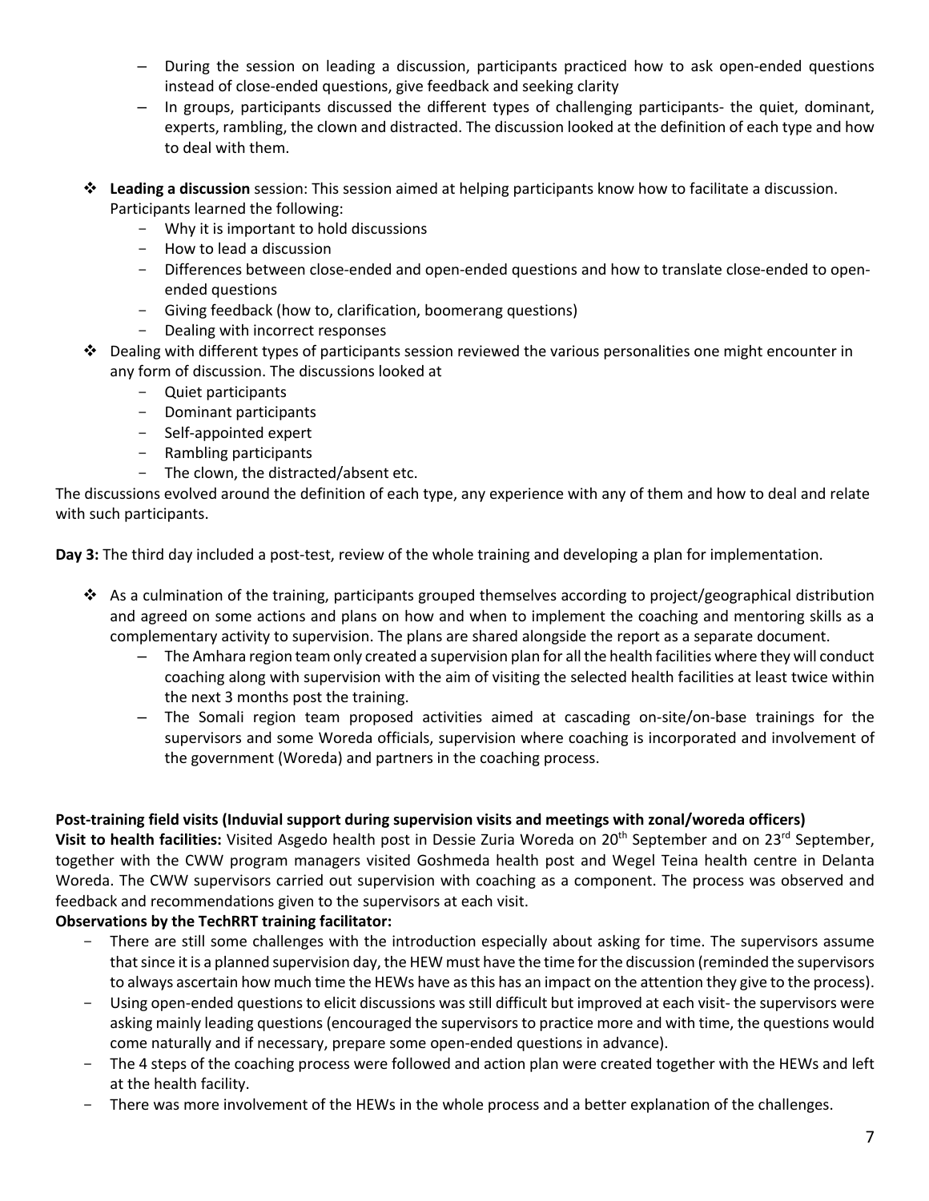- During the session on leading a discussion, participants practiced how to ask open-ended questions instead of close-ended questions, give feedback and seeking clarity
- In groups, participants discussed the different types of challenging participants- the quiet, dominant, experts, rambling, the clown and distracted. The discussion looked at the definition of each type and how to deal with them.

- **Leading a discussion** session: This session aimed at helping participants know how to facilitate a discussion. Participants learned the following:
  - Why it is important to hold discussions
  - How to lead a discussion
  - Differences between close-ended and open-ended questions and how to translate close-ended to open-ended questions
  - Giving feedback (how to, clarification, boomerang questions)
  - Dealing with incorrect responses
- Dealing with different types of participants session reviewed the various personalities one might encounter in any form of discussion. The discussions looked at
  - Quiet participants
  - Dominant participants
  - Self-appointed expert
  - Rambling participants
  - The clown, the distracted/absent etc.

The discussions evolved around the definition of each type, any experience with any of them and how to deal and relate with such participants.

**Day 3:** The third day included a post-test, review of the whole training and developing a plan for implementation.

- As a culmination of the training, participants grouped themselves according to project/geographical distribution and agreed on some actions and plans on how and when to implement the coaching and mentoring skills as a complementary activity to supervision. The plans are shared alongside the report as a separate document.
  - The Amhara region team only created a supervision plan for all the health facilities where they will conduct coaching along with supervision with the aim of visiting the selected health facilities at least twice within the next 3 months post the training.
  - The Somali region team proposed activities aimed at cascading on-site/on-base trainings for the supervisors and some Woreda officials, supervision where coaching is incorporated and involvement of the government (Woreda) and partners in the coaching process.

**Post-training field visits (Induvial support during supervision visits and meetings with zonal/woreda officers)**

**Visit to health facilities:** Visited Asgedo health post in Dessie Zuria Woreda on 20th September and on 23rd September, together with the CWW program managers visited Goshmeda health post and Wegel Teina health centre in Delanta Woreda. The CWW supervisors carried out supervision with coaching as a component. The process was observed and feedback and recommendations given to the supervisors at each visit.

**Observations by the TechRRT training facilitator:**

- There are still some challenges with the introduction especially about asking for time. The supervisors assume that since it is a planned supervision day, the HEW must have the time for the discussion (reminded the supervisors to always ascertain how much time the HEWs have as this has an impact on the attention they give to the process).
- Using open-ended questions to elicit discussions was still difficult but improved at each visit- the supervisors were asking mainly leading questions (encouraged the supervisors to practice more and with time, the questions would come naturally and if necessary, prepare some open-ended questions in advance).
- The 4 steps of the coaching process were followed and action plan were created together with the HEWs and left at the health facility.
- There was more involvement of the HEWs in the whole process and a better explanation of the challenges.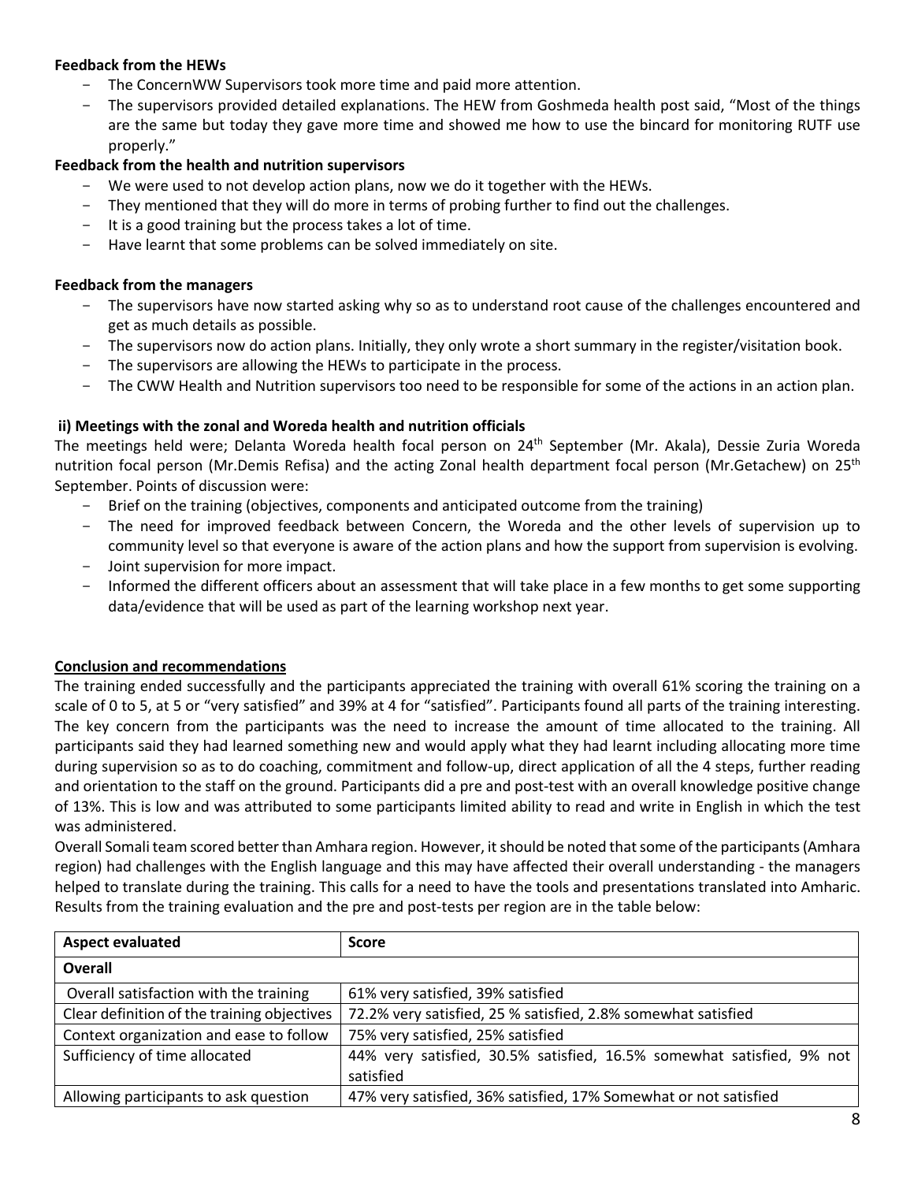**Feedback from the HEWs**

- The ConcernWW Supervisors took more time and paid more attention.
- The supervisors provided detailed explanations. The HEW from Goshmeda health post said, "Most of the things are the same but today they gave more time and showed me how to use the bincard for monitoring RUTF use properly."

**Feedback from the health and nutrition supervisors**

- We were used to not develop action plans, now we do it together with the HEWs.
- They mentioned that they will do more in terms of probing further to find out the challenges.
- It is a good training but the process takes a lot of time.
- Have learnt that some problems can be solved immediately on site.

**Feedback from the managers**

- The supervisors have now started asking why so as to understand root cause of the challenges encountered and get as much details as possible.
- The supervisors now do action plans. Initially, they only wrote a short summary in the register/visitation book.
- The supervisors are allowing the HEWs to participate in the process.
- The CWW Health and Nutrition supervisors too need to be responsible for some of the actions in an action plan.

**ii) Meetings with the zonal and Woreda health and nutrition officials**

The meetings held were; Delanta Woreda health focal person on 24th September (Mr. Akala), Dessie Zuria Woreda nutrition focal person (Mr.Demis Refisa) and the acting Zonal health department focal person (Mr.Getachew) on 25th September. Points of discussion were:

- Brief on the training (objectives, components and anticipated outcome from the training)
- The need for improved feedback between Concern, the Woreda and the other levels of supervision up to community level so that everyone is aware of the action plans and how the support from supervision is evolving.
- Joint supervision for more impact.
- Informed the different officers about an assessment that will take place in a few months to get some supporting data/evidence that will be used as part of the learning workshop next year.

## Conclusion and recommendations

The training ended successfully and the participants appreciated the training with overall 61% scoring the training on a scale of 0 to 5, at 5 or "very satisfied" and 39% at 4 for "satisfied". Participants found all parts of the training interesting. The key concern from the participants was the need to increase the amount of time allocated to the training. All participants said they had learned something new and would apply what they had learnt including allocating more time during supervision so as to do coaching, commitment and follow-up, direct application of all the 4 steps, further reading and orientation to the staff on the ground. Participants did a pre and post-test with an overall knowledge positive change of 13%. This is low and was attributed to some participants limited ability to read and write in English in which the test was administered.

Overall Somali team scored better than Amhara region. However, it should be noted that some of the participants (Amhara region) had challenges with the English language and this may have affected their overall understanding - the managers helped to translate during the training. This calls for a need to have the tools and presentations translated into Amharic. Results from the training evaluation and the pre and post-tests per region are in the table below:

| Aspect evaluated | Score |
|---|---|
| **Overall** | |
| Overall satisfaction with the training | 61% very satisfied, 39% satisfied |
| Clear definition of the training objectives | 72.2% very satisfied, 25 % satisfied, 2.8% somewhat satisfied |
| Context organization and ease to follow | 75% very satisfied, 25% satisfied |
| Sufficiency of time allocated | 44% very satisfied, 30.5% satisfied, 16.5% somewhat satisfied, 9% not satisfied |
| Allowing participants to ask question | 47% very satisfied, 36% satisfied, 17% Somewhat or not satisfied |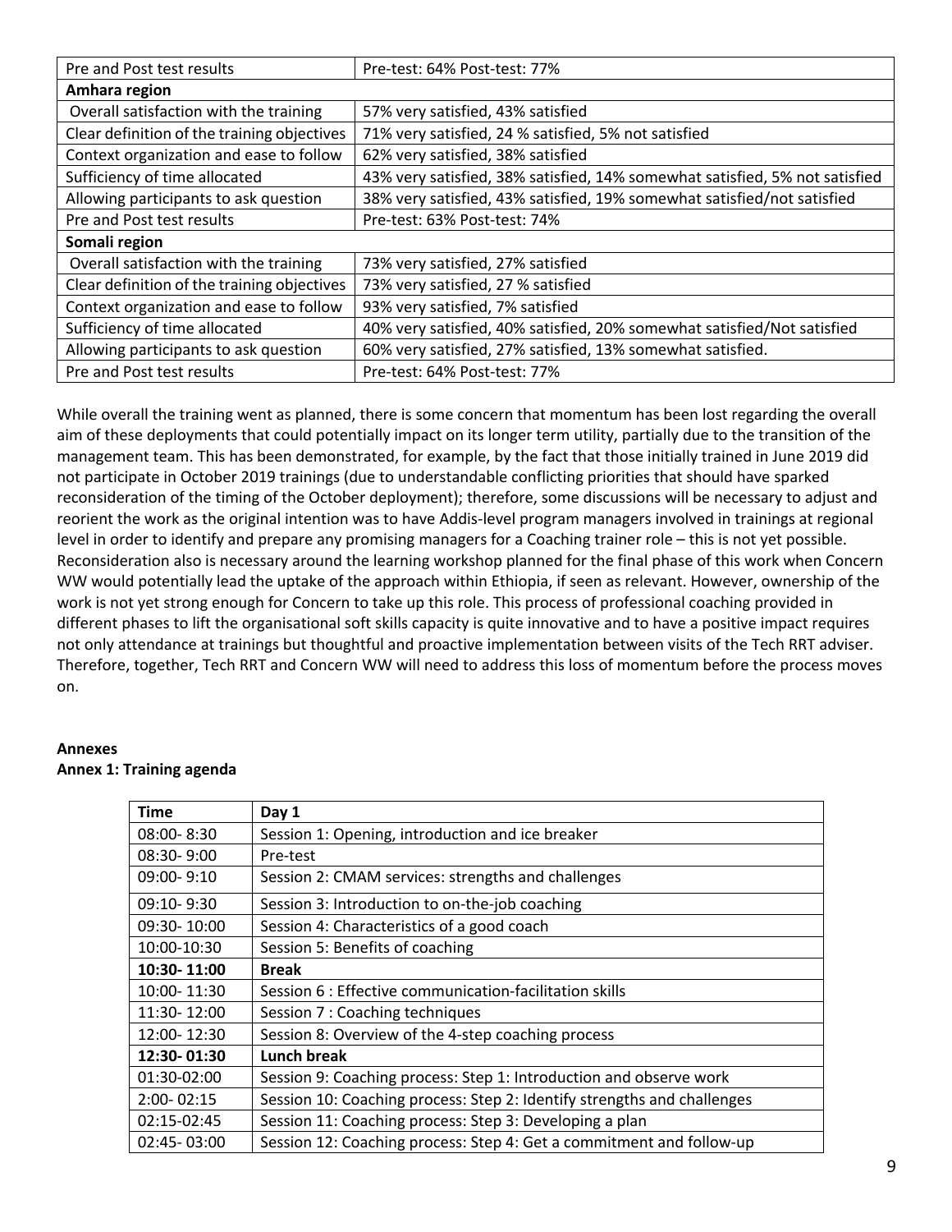| Pre and Post test results | Pre-test: 64% Post-test: 77% |
|---|---|
| **Amhara region** | |
| Overall satisfaction with the training | 57% very satisfied, 43% satisfied |
| Clear definition of the training objectives | 71% very satisfied, 24 % satisfied, 5% not satisfied |
| Context organization and ease to follow | 62% very satisfied, 38% satisfied |
| Sufficiency of time allocated | 43% very satisfied, 38% satisfied, 14% somewhat satisfied, 5% not satisfied |
| Allowing participants to ask question | 38% very satisfied, 43% satisfied, 19% somewhat satisfied/not satisfied |
| Pre and Post test results | Pre-test: 63% Post-test: 74% |
| **Somali region** | |
| Overall satisfaction with the training | 73% very satisfied, 27% satisfied |
| Clear definition of the training objectives | 73% very satisfied, 27 % satisfied |
| Context organization and ease to follow | 93% very satisfied, 7% satisfied |
| Sufficiency of time allocated | 40% very satisfied, 40% satisfied, 20% somewhat satisfied/Not satisfied |
| Allowing participants to ask question | 60% very satisfied, 27% satisfied, 13% somewhat satisfied. |
| Pre and Post test results | Pre-test: 64% Post-test: 77% |

While overall the training went as planned, there is some concern that momentum has been lost regarding the overall aim of these deployments that could potentially impact on its longer term utility, partially due to the transition of the management team. This has been demonstrated, for example, by the fact that those initially trained in June 2019 did not participate in October 2019 trainings (due to understandable conflicting priorities that should have sparked reconsideration of the timing of the October deployment); therefore, some discussions will be necessary to adjust and reorient the work as the original intention was to have Addis-level program managers involved in trainings at regional level in order to identify and prepare any promising managers for a Coaching trainer role – this is not yet possible. Reconsideration also is necessary around the learning workshop planned for the final phase of this work when Concern WW would potentially lead the uptake of the approach within Ethiopia, if seen as relevant. However, ownership of the work is not yet strong enough for Concern to take up this role. This process of professional coaching provided in different phases to lift the organisational soft skills capacity is quite innovative and to have a positive impact requires not only attendance at trainings but thoughtful and proactive implementation between visits of the Tech RRT adviser. Therefore, together, Tech RRT and Concern WW will need to address this loss of momentum before the process moves on.

**Annexes**

**Annex 1: Training agenda**

| Time | Day 1 |
|---|---|
| 08:00- 8:30 | Session 1: Opening, introduction and ice breaker |
| 08:30- 9:00 | Pre-test |
| 09:00- 9:10 | Session 2: CMAM services: strengths and challenges |
| 09:10- 9:30 | Session 3: Introduction to on-the-job coaching |
| 09:30- 10:00 | Session 4: Characteristics of a good coach |
| 10:00-10:30 | Session 5: Benefits of coaching |
| **10:30- 11:00** | **Break** |
| 10:00- 11:30 | Session 6 : Effective communication-facilitation skills |
| 11:30- 12:00 | Session 7 : Coaching techniques |
| 12:00- 12:30 | Session 8: Overview of the 4-step coaching process |
| **12:30- 01:30** | **Lunch break** |
| 01:30-02:00 | Session 9: Coaching process: Step 1: Introduction and observe work |
| 2:00- 02:15 | Session 10: Coaching process: Step 2: Identify strengths and challenges |
| 02:15-02:45 | Session 11: Coaching process: Step 3: Developing a plan |
| 02:45- 03:00 | Session 12: Coaching process: Step 4: Get a commitment and follow-up |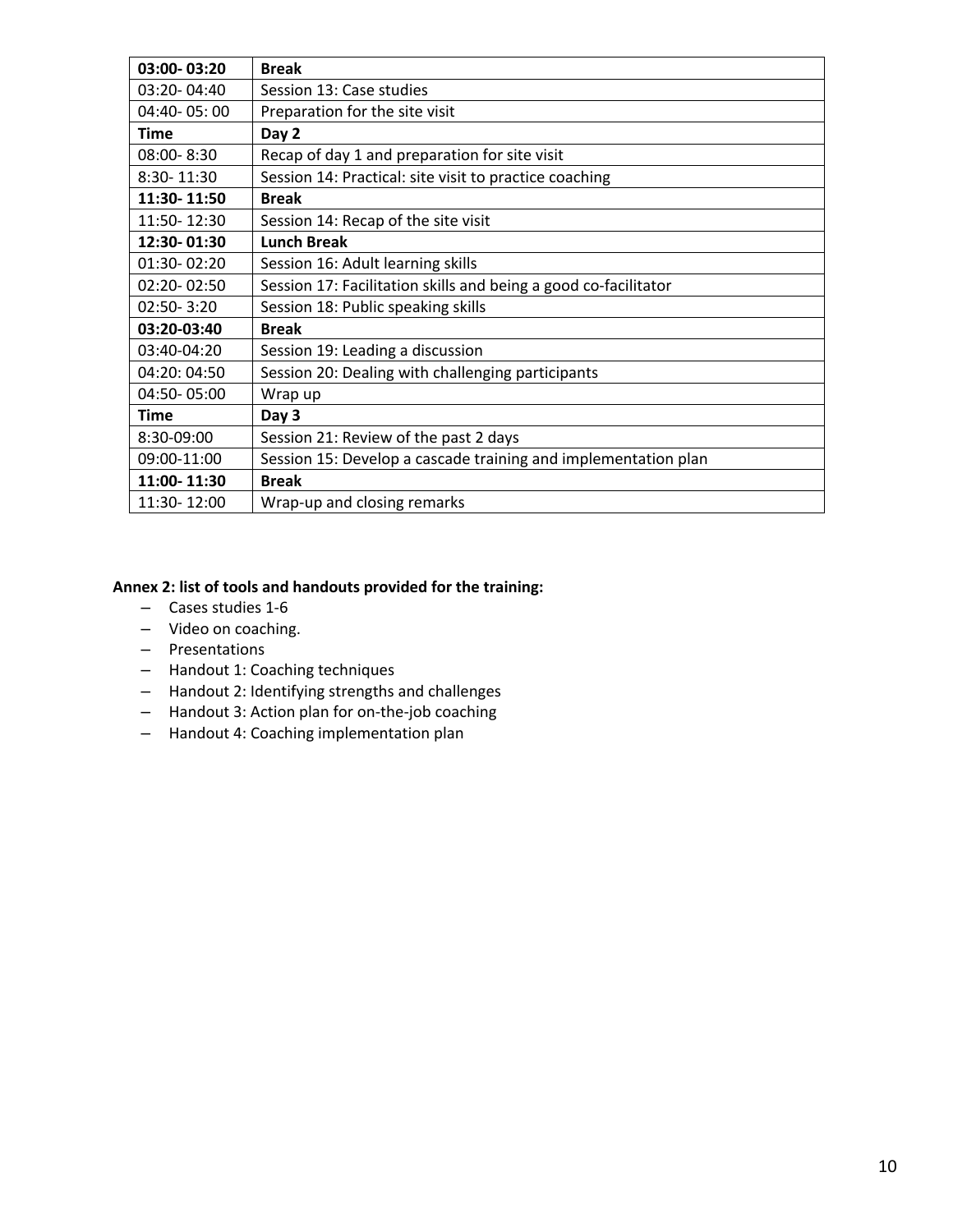| | |
|---|---|
| **03:00- 03:20** | **Break** |
| 03:20- 04:40 | Session 13: Case studies |
| 04:40- 05: 00 | Preparation for the site visit |
| **Time** | **Day 2** |
| 08:00- 8:30 | Recap of day 1 and preparation for site visit |
| 8:30- 11:30 | Session 14: Practical: site visit to practice coaching |
| **11:30- 11:50** | **Break** |
| 11:50- 12:30 | Session 14: Recap of the site visit |
| **12:30- 01:30** | **Lunch Break** |
| 01:30- 02:20 | Session 16: Adult learning skills |
| 02:20- 02:50 | Session 17: Facilitation skills and being a good co-facilitator |
| 02:50- 3:20 | Session 18: Public speaking skills |
| **03:20-03:40** | **Break** |
| 03:40-04:20 | Session 19: Leading a discussion |
| 04:20: 04:50 | Session 20: Dealing with challenging participants |
| 04:50- 05:00 | Wrap up |
| **Time** | **Day 3** |
| 8:30-09:00 | Session 21: Review of the past 2 days |
| 09:00-11:00 | Session 15: Develop a cascade training and implementation plan |
| **11:00- 11:30** | **Break** |
| 11:30- 12:00 | Wrap-up and closing remarks |

**Annex 2: list of tools and handouts provided for the training:**

- Cases studies 1-6
- Video on coaching.
- Presentations
- Handout 1: Coaching techniques
- Handout 2: Identifying strengths and challenges
- Handout 3: Action plan for on-the-job coaching
- Handout 4: Coaching implementation plan